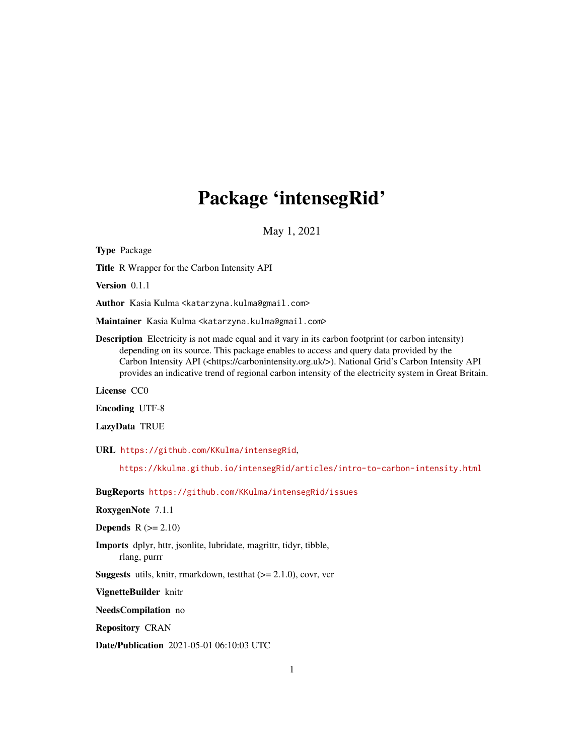# Package 'intensegRid'

May 1, 2021

**Type** Package

**Title** R Wrapper for the Carbon Intensity API

**Version** 0.1.1

**Author** Kasia Kulma <katarzyna.kulma@gmail.com>

**Maintainer** Kasia Kulma <katarzyna.kulma@gmail.com>

**Description** Electricity is not made equal and it vary in its carbon footprint (or carbon intensity) depending on its source. This package enables to access and query data provided by the Carbon Intensity API (<https://carbonintensity.org.uk/>). National Grid's Carbon Intensity API provides an indicative trend of regional carbon intensity of the electricity system in Great Britain.

**License** CC0

**Encoding** UTF-8

**LazyData** TRUE

**URL** https://github.com/KKulma/intensegRid,
https://kkulma.github.io/intensegRid/articles/intro-to-carbon-intensity.html

**BugReports** https://github.com/KKulma/intensegRid/issues

**RoxygenNote** 7.1.1

**Depends** R (>= 2.10)

**Imports** dplyr, httr, jsonlite, lubridate, magrittr, tidyr, tibble, rlang, purrr

**Suggests** utils, knitr, rmarkdown, testthat (>= 2.1.0), covr, vcr

**VignetteBuilder** knitr

**NeedsCompilation** no

**Repository** CRAN

**Date/Publication** 2021-05-01 06:10:03 UTC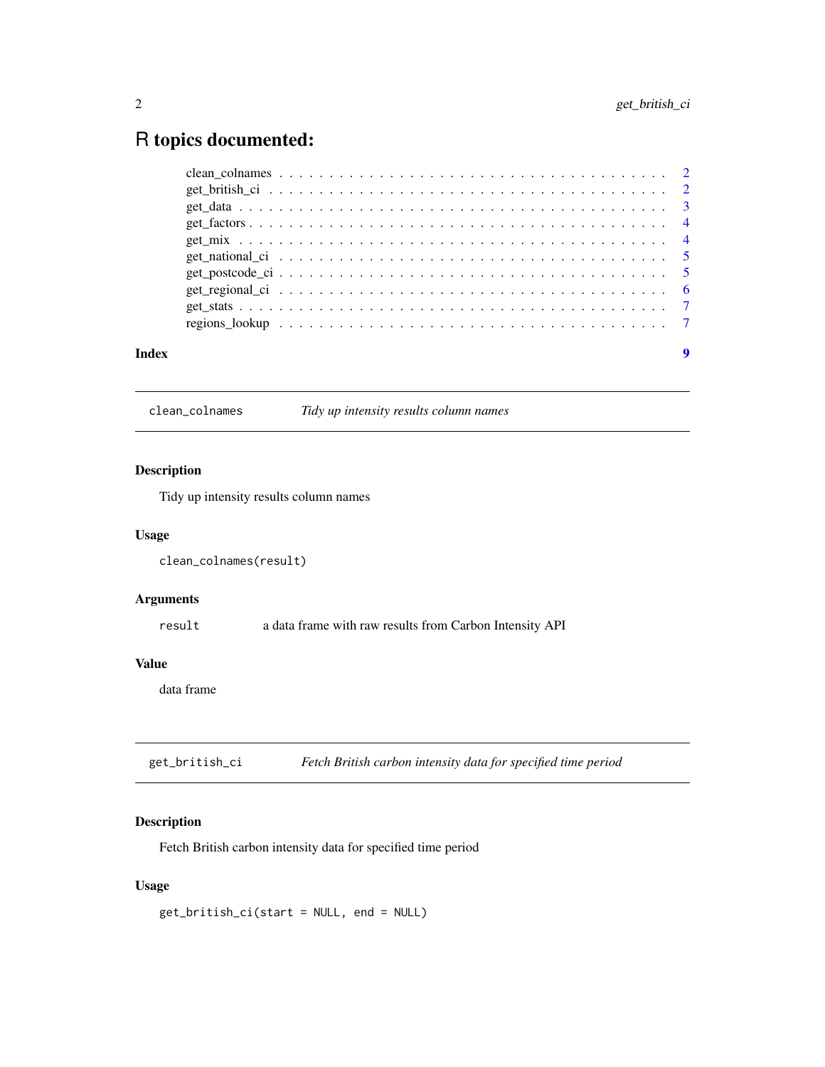# R topics documented:

| | |
|---|---|
| clean_colnames | 2 |
| get_british_ci | 2 |
| get_data | 3 |
| get_factors | 4 |
| get_mix | 4 |
| get_national_ci | 5 |
| get_postcode_ci | 5 |
| get_regional_ci | 6 |
| get_stats | 7 |
| regions_lookup | 7 |

**Index** **9**

---

## clean_colnames — *Tidy up intensity results column names*

### Description

Tidy up intensity results column names

### Usage

```
clean_colnames(result)
```

### Arguments

| | |
|---|---|
| `result` | a data frame with raw results from Carbon Intensity API |

### Value

data frame

---

## get_british_ci — *Fetch British carbon intensity data for specified time period*

### Description

Fetch British carbon intensity data for specified time period

### Usage

```
get_british_ci(start = NULL, end = NULL)
```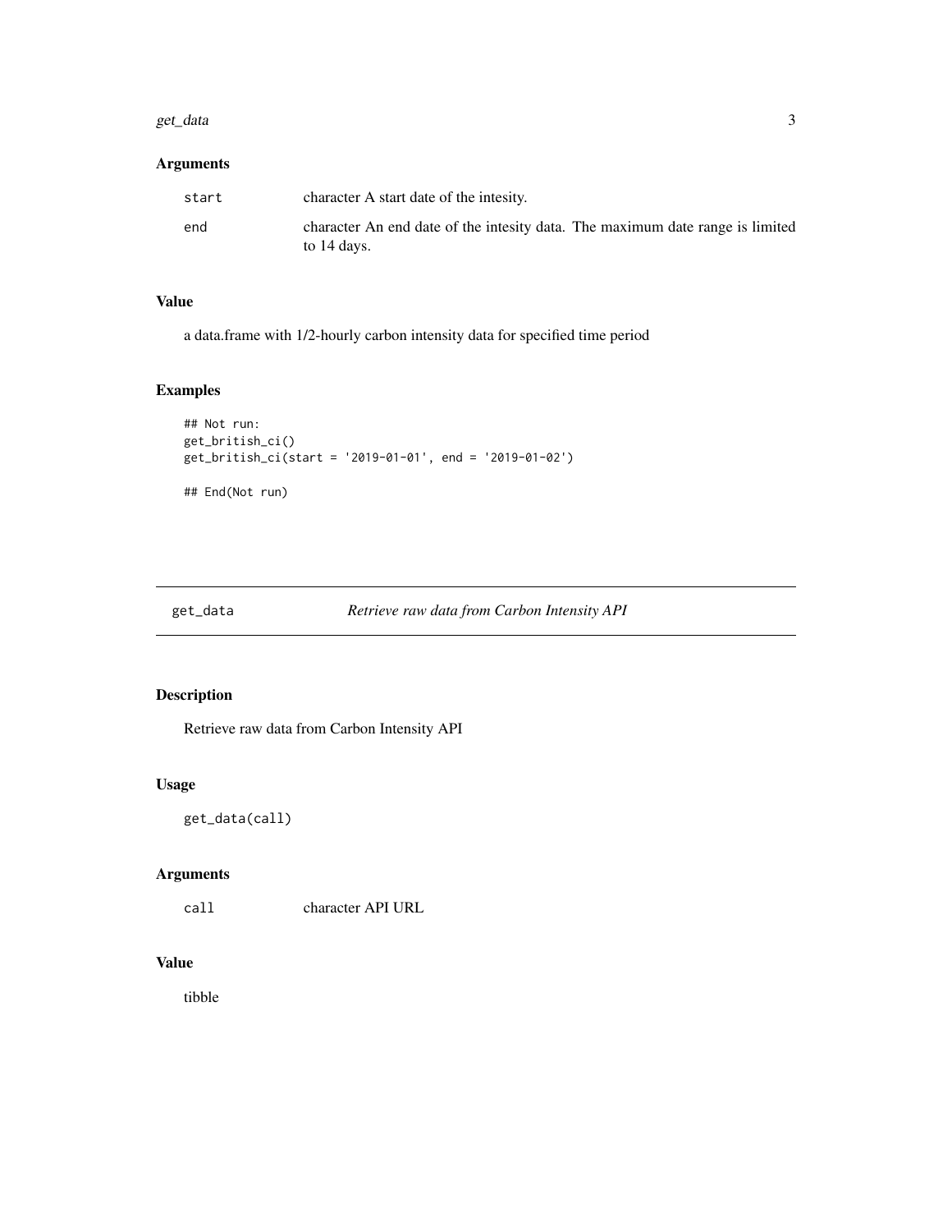### Arguments

| | |
|---|---|
| start | character A start date of the intesity. |
| end | character An end date of the intesity data. The maximum date range is limited to 14 days. |

### Value

a data.frame with 1/2-hourly carbon intensity data for specified time period

### Examples

```
## Not run:
get_british_ci()
get_british_ci(start = '2019-01-01', end = '2019-01-02')

## End(Not run)
```

---

## get_data *Retrieve raw data from Carbon Intensity API*

---

### Description

Retrieve raw data from Carbon Intensity API

### Usage

```
get_data(call)
```

### Arguments

| | |
|---|---|
| call | character API URL |

### Value

tibble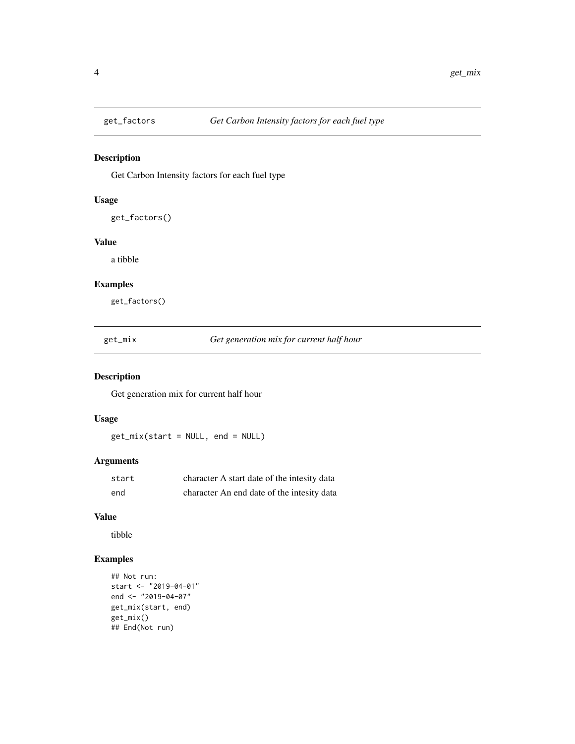## get_factors — *Get Carbon Intensity factors for each fuel type*

### Description

Get Carbon Intensity factors for each fuel type

### Usage

```
get_factors()
```

### Value

a tibble

### Examples

```
get_factors()
```

## get_mix — *Get generation mix for current half hour*

### Description

Get generation mix for current half hour

### Usage

```
get_mix(start = NULL, end = NULL)
```

### Arguments

| | |
|---|---|
| start | character A start date of the intesity data |
| end | character An end date of the intesity data |

### Value

tibble

### Examples

```
## Not run:
start <- "2019-04-01"
end <- "2019-04-07"
get_mix(start, end)
get_mix()
## End(Not run)
```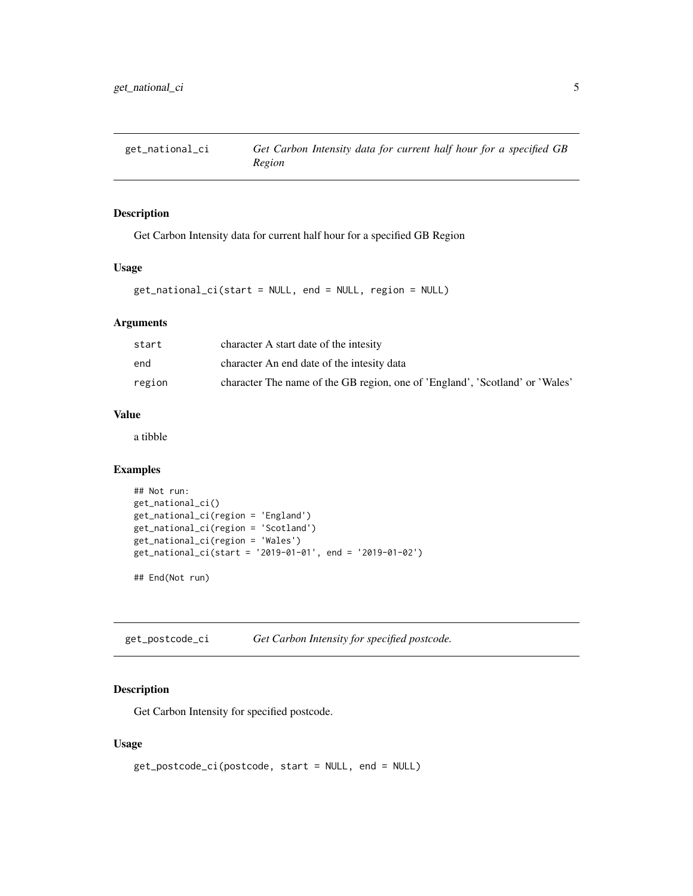## get_national_ci — *Get Carbon Intensity data for current half hour for a specified GB Region*

### Description

Get Carbon Intensity data for current half hour for a specified GB Region

### Usage

```
get_national_ci(start = NULL, end = NULL, region = NULL)
```

### Arguments

| | |
|---|---|
| start | character A start date of the intesity |
| end | character An end date of the intesity data |
| region | character The name of the GB region, one of 'England', 'Scotland' or 'Wales' |

### Value

a tibble

### Examples

```
## Not run:
get_national_ci()
get_national_ci(region = 'England')
get_national_ci(region = 'Scotland')
get_national_ci(region = 'Wales')
get_national_ci(start = '2019-01-01', end = '2019-01-02')

## End(Not run)
```

## get_postcode_ci — *Get Carbon Intensity for specified postcode.*

### Description

Get Carbon Intensity for specified postcode.

### Usage

```
get_postcode_ci(postcode, start = NULL, end = NULL)
```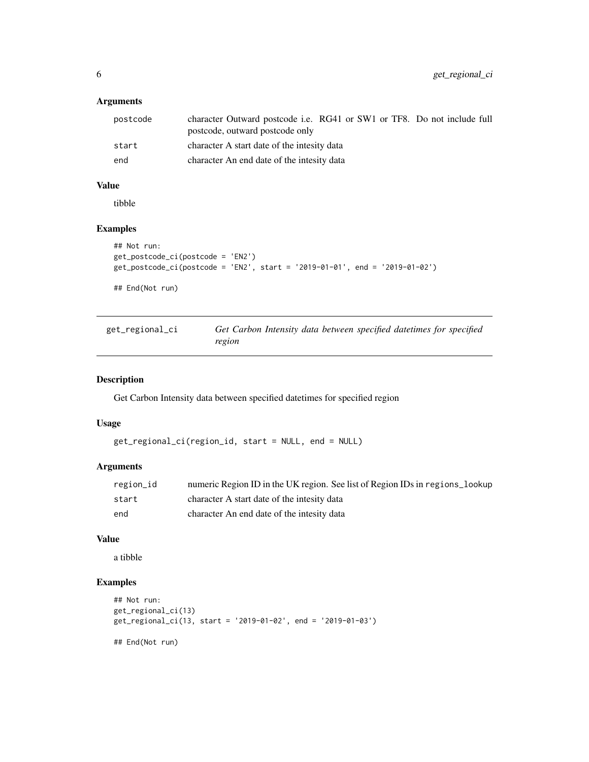### Arguments

| | |
|---|---|
| postcode | character Outward postcode i.e. RG41 or SW1 or TF8. Do not include full postcode, outward postcode only |
| start | character A start date of the intesity data |
| end | character An end date of the intesity data |

### Value

tibble

### Examples

```
## Not run:
get_postcode_ci(postcode = 'EN2')
get_postcode_ci(postcode = 'EN2', start = '2019-01-01', end = '2019-01-02')

## End(Not run)
```

---

## get_regional_ci — *Get Carbon Intensity data between specified datetimes for specified region*

---

### Description

Get Carbon Intensity data between specified datetimes for specified region

### Usage

```
get_regional_ci(region_id, start = NULL, end = NULL)
```

### Arguments

| | |
|---|---|
| region_id | numeric Region ID in the UK region. See list of Region IDs in regions_lookup |
| start | character A start date of the intesity data |
| end | character An end date of the intesity data |

### Value

a tibble

### Examples

```
## Not run:
get_regional_ci(13)
get_regional_ci(13, start = '2019-01-02', end = '2019-01-03')

## End(Not run)
```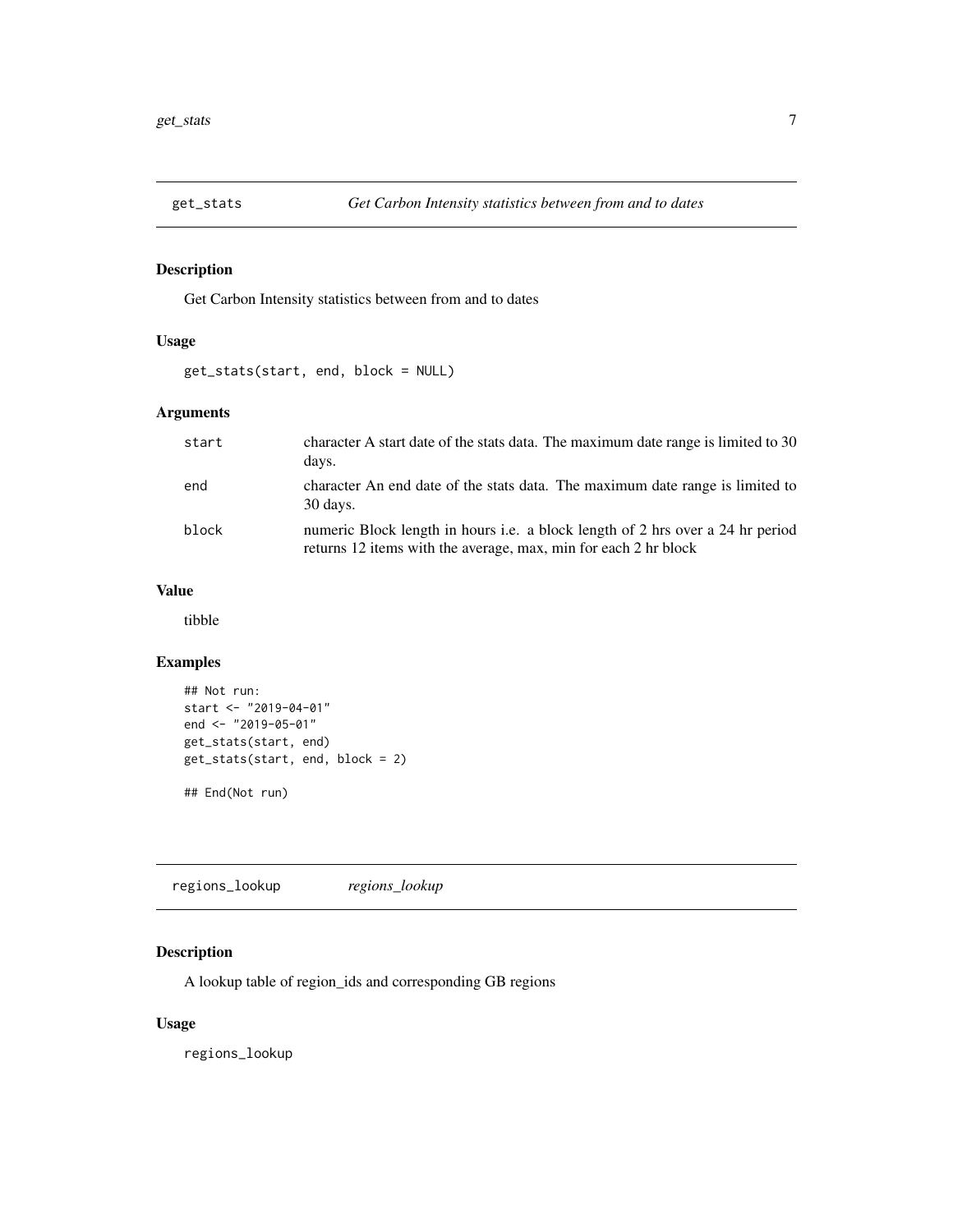## get_stats *Get Carbon Intensity statistics between from and to dates*

### Description

Get Carbon Intensity statistics between from and to dates

### Usage

```
get_stats(start, end, block = NULL)
```

### Arguments

| | |
|---|---|
| start | character A start date of the stats data. The maximum date range is limited to 30 days. |
| end | character An end date of the stats data. The maximum date range is limited to 30 days. |
| block | numeric Block length in hours i.e. a block length of 2 hrs over a 24 hr period returns 12 items with the average, max, min for each 2 hr block |

### Value

tibble

### Examples

```
## Not run:
start <- "2019-04-01"
end <- "2019-05-01"
get_stats(start, end)
get_stats(start, end, block = 2)

## End(Not run)
```

## regions_lookup *regions_lookup*

### Description

A lookup table of region_ids and corresponding GB regions

### Usage

```
regions_lookup
```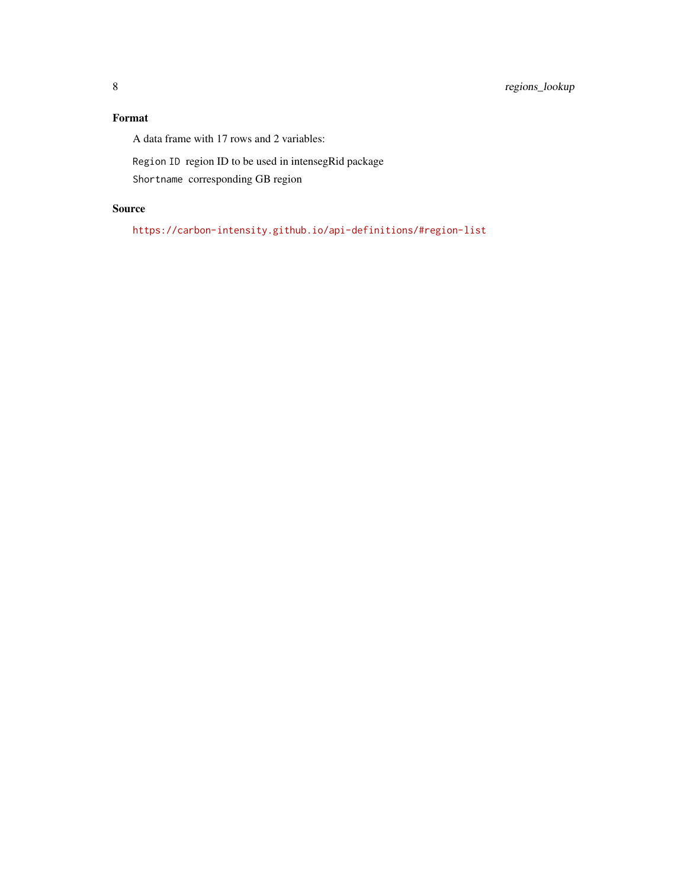## Format

A data frame with 17 rows and 2 variables:

`Region ID` region ID to be used in intensegRid package

`Shortname` corresponding GB region

## Source

https://carbon-intensity.github.io/api-definitions/#region-list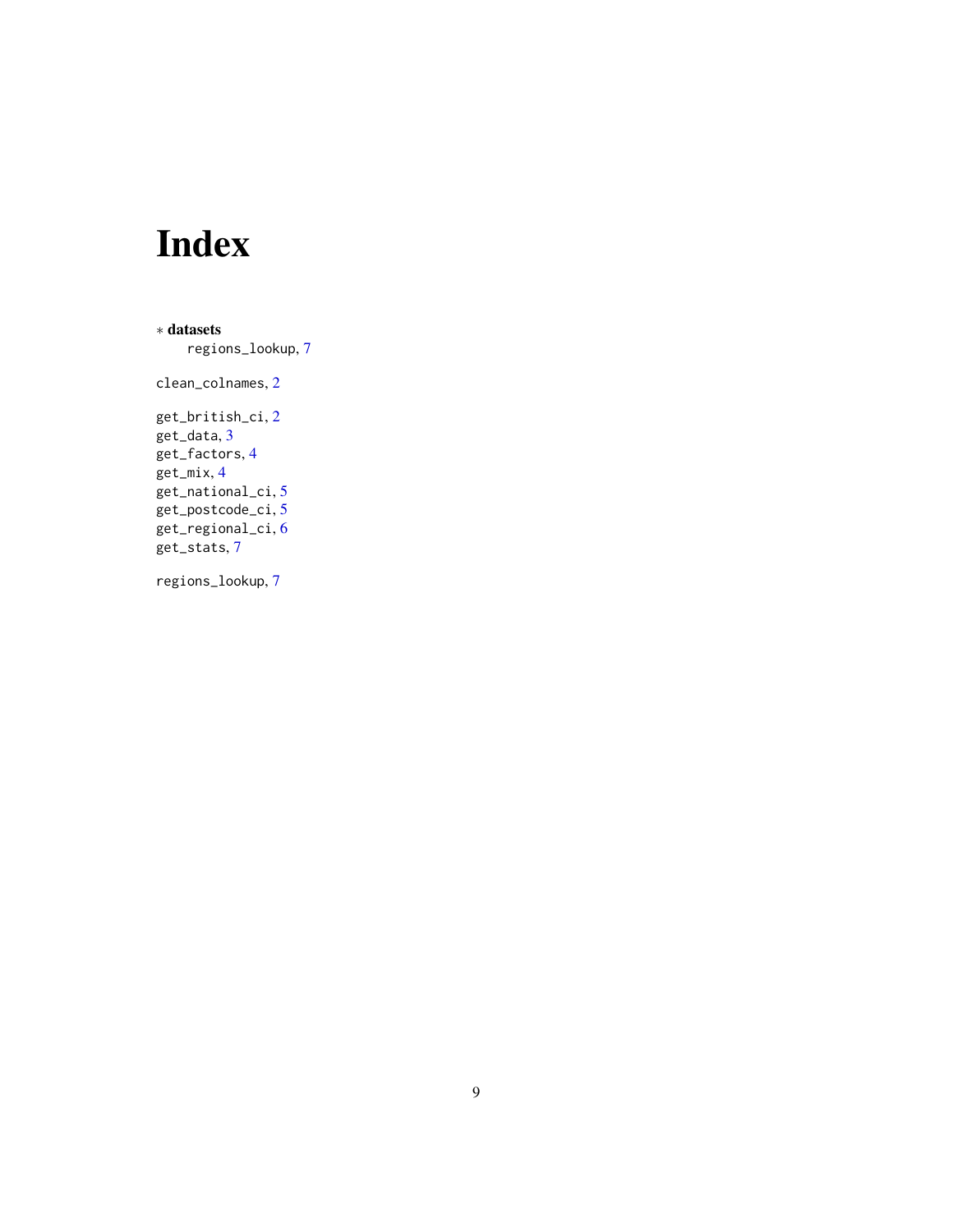# Index

* **datasets**
    regions_lookup, 7

clean_colnames, 2

get_british_ci, 2
get_data, 3
get_factors, 4
get_mix, 4
get_national_ci, 5
get_postcode_ci, 5
get_regional_ci, 6
get_stats, 7

regions_lookup, 7